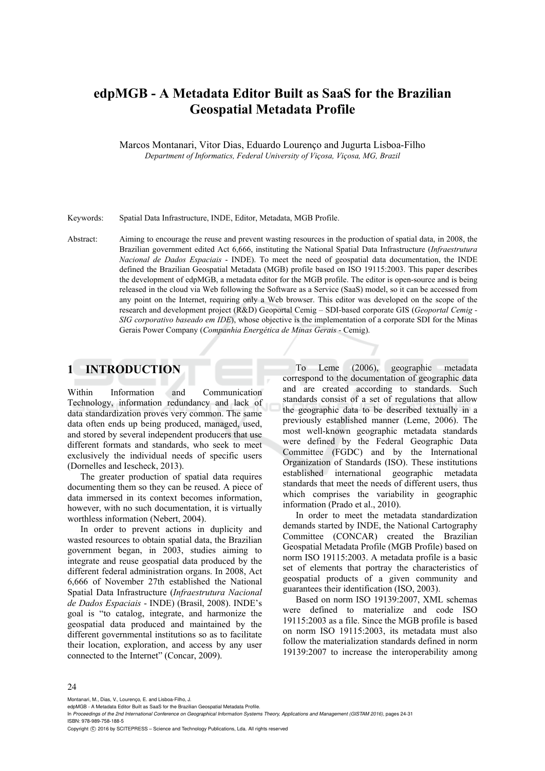# edpMGB - A Metadata Editor Built as SaaS for the Brazilian Geospatial Metadata Profile

Marcos Montanari, Vitor Dias, Eduardo Lourenço and Jugurta Lisboa-Filho

*Department of Informatics, Federal University of Viçosa, Viçosa, MG, Brazil*

Keywords: Spatial Data Infrastructure, INDE, Editor, Metadata, MGB Profile.

Abstract: Aiming to encourage the reuse and prevent wasting resources in the production of spatial data, in 2008, the Brazilian government edited Act 6,666, instituting the National Spatial Data Infrastructure (*Infraestrutura Nacional de Dados Espaciais* - INDE). To meet the need of geospatial data documentation, the INDE defined the Brazilian Geospatial Metadata (MGB) profile based on ISO 19115:2003. This paper describes the development of edpMGB, a metadata editor for the MGB profile. The editor is open-source and is being released in the cloud via Web following the Software as a Service (SaaS) model, so it can be accessed from any point on the Internet, requiring only a Web browser. This editor was developed on the scope of the research and development project (R&D) Geoportal Cemig – SDI-based corporate GIS (*Geoportal Cemig - SIG corporativo baseado em IDE*), whose objective is the implementation of a corporate SDI for the Minas Gerais Power Company (*Companhia Energética de Minas Gerais* - Cemig).

## 1 INTRODUCTION

Within Information and Communication Technology, information redundancy and lack of data standardization proves very common. The same data often ends up being produced, managed, used, and stored by several independent producers that use different formats and standards, who seek to meet exclusively the individual needs of specific users (Dornelles and Iescheck, 2013).

The greater production of spatial data requires documenting them so they can be reused. A piece of data immersed in its context becomes information, however, with no such documentation, it is virtually worthless information (Nebert, 2004).

In order to prevent actions in duplicity and wasted resources to obtain spatial data, the Brazilian government began, in 2003, studies aiming to integrate and reuse geospatial data produced by the different federal administration organs. In 2008, Act 6,666 of November 27th established the National Spatial Data Infrastructure (*Infraestrutura Nacional de Dados Espaciais* - INDE) (Brasil, 2008). INDE's goal is "to catalog, integrate, and harmonize the geospatial data produced and maintained by the different governmental institutions so as to facilitate their location, exploration, and access by any user connected to the Internet" (Concar, 2009).

To Leme (2006), geographic metadata correspond to the documentation of geographic data and are created according to standards. Such standards consist of a set of regulations that allow the geographic data to be described textually in a previously established manner (Leme, 2006). The most well-known geographic metadata standards were defined by the Federal Geographic Data Committee (FGDC) and by the International Organization of Standards (ISO). These institutions established international geographic metadata standards that meet the needs of different users, thus which comprises the variability in geographic information (Prado et al., 2010).

In order to meet the metadata standardization demands started by INDE, the National Cartography Committee (CONCAR) created the Brazilian Geospatial Metadata Profile (MGB Profile) based on norm ISO 19115:2003. A metadata profile is a basic set of elements that portray the characteristics of geospatial products of a given community and guarantees their identification (ISO, 2003).

Based on norm ISO 19139:2007, XML schemas were defined to materialize and code ISO 19115:2003 as a file. Since the MGB profile is based on norm ISO 19115:2003, its metadata must also follow the materialization standards defined in norm 19139:2007 to increase the interoperability among

Montanari, M., Dias, V., Lourenço, E. and Lisboa-Filho, J.
edpMGB - A Metadata Editor Built as SaaS for the Brazilian Geospatial Metadata Profile.
In *Proceedings of the 2nd International Conference on Geographical Information Systems Theory, Applications and Management (GISTAM 2016)*, pages 24-31
ISBN: 978-989-758-188-5
Copyright © 2016 by SCITEPRESS – Science and Technology Publications, Lda. All rights reserved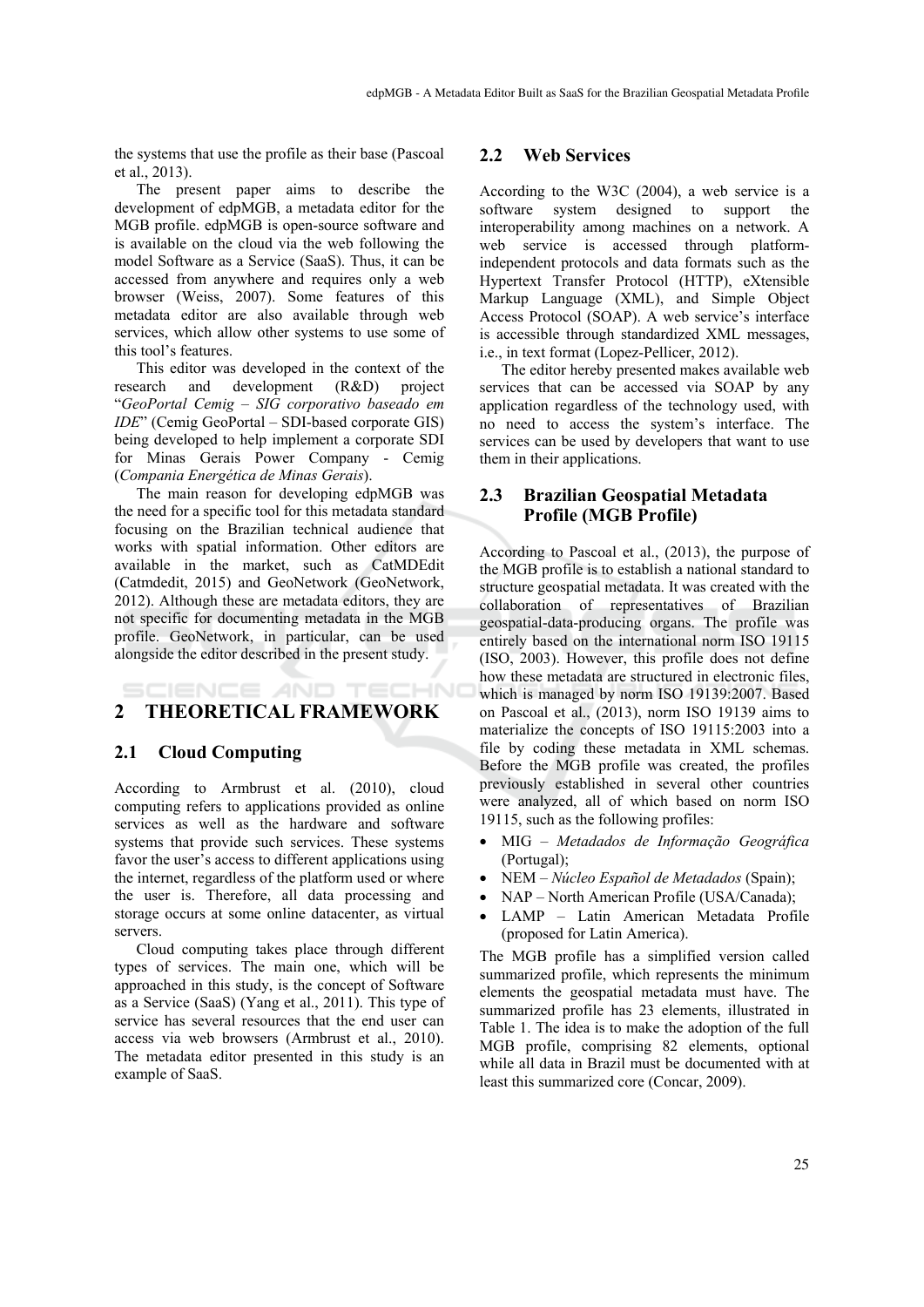the systems that use the profile as their base (Pascoal et al., 2013).

The present paper aims to describe the development of edpMGB, a metadata editor for the MGB profile. edpMGB is open-source software and is available on the cloud via the web following the model Software as a Service (SaaS). Thus, it can be accessed from anywhere and requires only a web browser (Weiss, 2007). Some features of this metadata editor are also available through web services, which allow other systems to use some of this tool's features.

This editor was developed in the context of the research and development (R&D) project "*GeoPortal Cemig – SIG corporativo baseado em IDE*" (Cemig GeoPortal – SDI-based corporate GIS) being developed to help implement a corporate SDI for Minas Gerais Power Company - Cemig (*Compania Energética de Minas Gerais*).

The main reason for developing edpMGB was the need for a specific tool for this metadata standard focusing on the Brazilian technical audience that works with spatial information. Other editors are available in the market, such as CatMDEdit (Catmdedit, 2015) and GeoNetwork (GeoNetwork, 2012). Although these are metadata editors, they are not specific for documenting metadata in the MGB profile. GeoNetwork, in particular, can be used alongside the editor described in the present study.

# 2 THEORETICAL FRAMEWORK

## 2.1 Cloud Computing

According to Armbrust et al. (2010), cloud computing refers to applications provided as online services as well as the hardware and software systems that provide such services. These systems favor the user's access to different applications using the internet, regardless of the platform used or where the user is. Therefore, all data processing and storage occurs at some online datacenter, as virtual servers.

Cloud computing takes place through different types of services. The main one, which will be approached in this study, is the concept of Software as a Service (SaaS) (Yang et al., 2011). This type of service has several resources that the end user can access via web browsers (Armbrust et al., 2010). The metadata editor presented in this study is an example of SaaS.

## 2.2 Web Services

According to the W3C (2004), a web service is a software system designed to support the interoperability among machines on a network. A web service is accessed through platform-independent protocols and data formats such as the Hypertext Transfer Protocol (HTTP), eXtensible Markup Language (XML), and Simple Object Access Protocol (SOAP). A web service's interface is accessible through standardized XML messages, i.e., in text format (Lopez-Pellicer, 2012).

The editor hereby presented makes available web services that can be accessed via SOAP by any application regardless of the technology used, with no need to access the system's interface. The services can be used by developers that want to use them in their applications.

## 2.3 Brazilian Geospatial Metadata Profile (MGB Profile)

According to Pascoal et al., (2013), the purpose of the MGB profile is to establish a national standard to structure geospatial metadata. It was created with the collaboration of representatives of Brazilian geospatial-data-producing organs. The profile was entirely based on the international norm ISO 19115 (ISO, 2003). However, this profile does not define how these metadata are structured in electronic files, which is managed by norm ISO 19139:2007. Based on Pascoal et al., (2013), norm ISO 19139 aims to materialize the concepts of ISO 19115:2003 into a file by coding these metadata in XML schemas. Before the MGB profile was created, the profiles previously established in several other countries were analyzed, all of which based on norm ISO 19115, such as the following profiles:

- MIG – *Metadados de Informação Geográfica* (Portugal);
- NEM – *Núcleo Español de Metadados* (Spain);
- NAP – North American Profile (USA/Canada);
- LAMP – Latin American Metadata Profile (proposed for Latin America).

The MGB profile has a simplified version called summarized profile, which represents the minimum elements the geospatial metadata must have. The summarized profile has 23 elements, illustrated in Table 1. The idea is to make the adoption of the full MGB profile, comprising 82 elements, optional while all data in Brazil must be documented with at least this summarized core (Concar, 2009).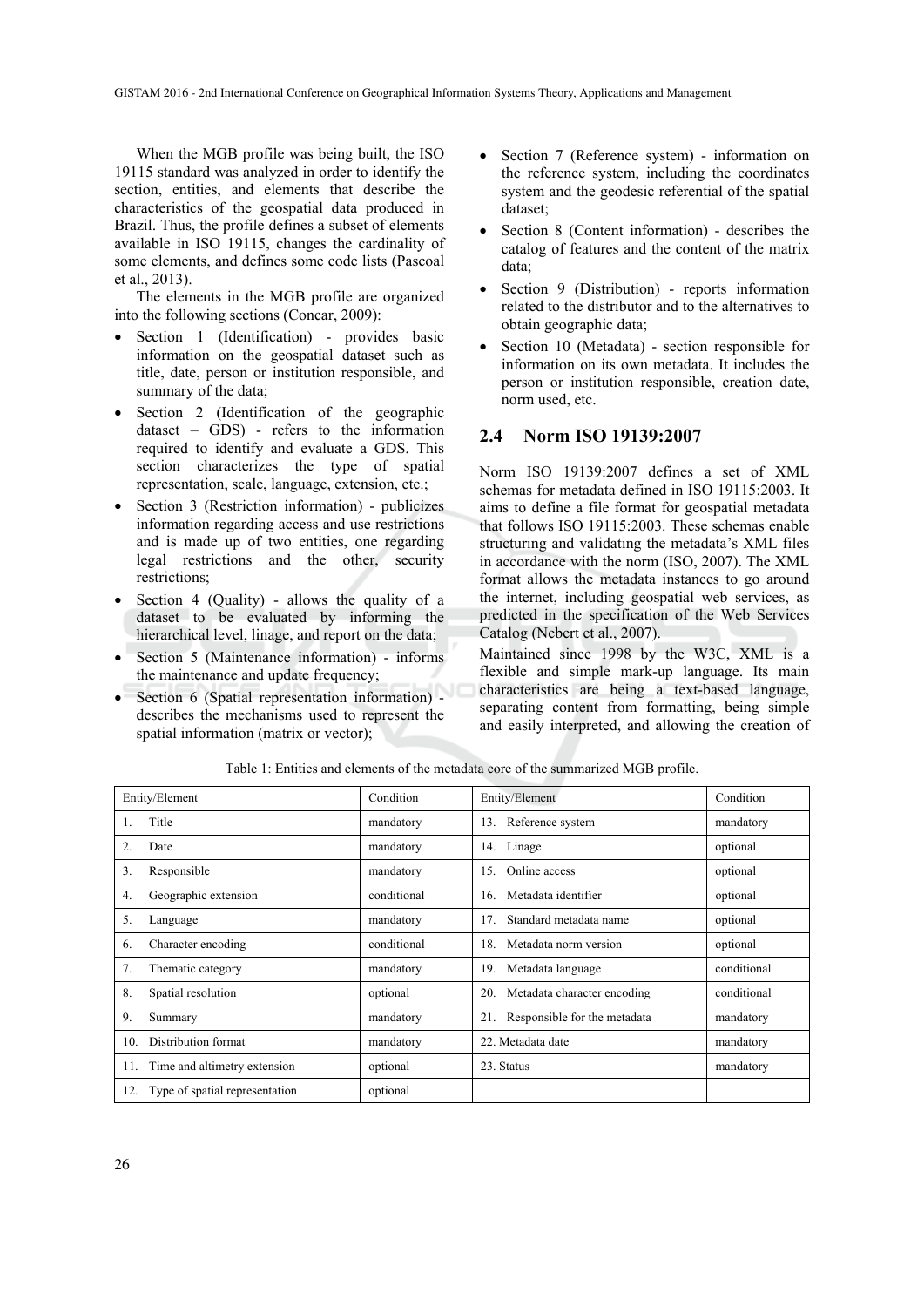When the MGB profile was being built, the ISO 19115 standard was analyzed in order to identify the section, entities, and elements that describe the characteristics of the geospatial data produced in Brazil. Thus, the profile defines a subset of elements available in ISO 19115, changes the cardinality of some elements, and defines some code lists (Pascoal et al., 2013).

The elements in the MGB profile are organized into the following sections (Concar, 2009):

- Section 1 (Identification) - provides basic information on the geospatial dataset such as title, date, person or institution responsible, and summary of the data;
- Section 2 (Identification of the geographic dataset – GDS) - refers to the information required to identify and evaluate a GDS. This section characterizes the type of spatial representation, scale, language, extension, etc.;
- Section 3 (Restriction information) - publicizes information regarding access and use restrictions and is made up of two entities, one regarding legal restrictions and the other, security restrictions;
- Section 4 (Quality) - allows the quality of a dataset to be evaluated by informing the hierarchical level, linage, and report on the data;
- Section 5 (Maintenance information) - informs the maintenance and update frequency;
- Section 6 (Spatial representation information) - describes the mechanisms used to represent the spatial information (matrix or vector);
- Section 7 (Reference system) - information on the reference system, including the coordinates system and the geodesic referential of the spatial dataset;
- Section 8 (Content information) - describes the catalog of features and the content of the matrix data;
- Section 9 (Distribution) - reports information related to the distributor and to the alternatives to obtain geographic data;
- Section 10 (Metadata) - section responsible for information on its own metadata. It includes the person or institution responsible, creation date, norm used, etc.

## 2.4 Norm ISO 19139:2007

Norm ISO 19139:2007 defines a set of XML schemas for metadata defined in ISO 19115:2003. It aims to define a file format for geospatial metadata that follows ISO 19115:2003. These schemas enable structuring and validating the metadata's XML files in accordance with the norm (ISO, 2007). The XML format allows the metadata instances to go around the internet, including geospatial web services, as predicted in the specification of the Web Services Catalog (Nebert et al., 2007).

Maintained since 1998 by the W3C, XML is a flexible and simple mark-up language. Its main characteristics are being a text-based language, separating content from formatting, being simple and easily interpreted, and allowing the creation of

Table 1: Entities and elements of the metadata core of the summarized MGB profile.

| Entity/Element | Condition | Entity/Element | Condition |
|---|---|---|---|
| 1. Title | mandatory | 13. Reference system | mandatory |
| 2. Date | mandatory | 14. Linage | optional |
| 3. Responsible | mandatory | 15. Online access | optional |
| 4. Geographic extension | conditional | 16. Metadata identifier | optional |
| 5. Language | mandatory | 17. Standard metadata name | optional |
| 6. Character encoding | conditional | 18. Metadata norm version | optional |
| 7. Thematic category | mandatory | 19. Metadata language | conditional |
| 8. Spatial resolution | optional | 20. Metadata character encoding | conditional |
| 9. Summary | mandatory | 21. Responsible for the metadata | mandatory |
| 10. Distribution format | mandatory | 22. Metadata date | mandatory |
| 11. Time and altimetry extension | optional | 23. Status | mandatory |
| 12. Type of spatial representation | optional | | |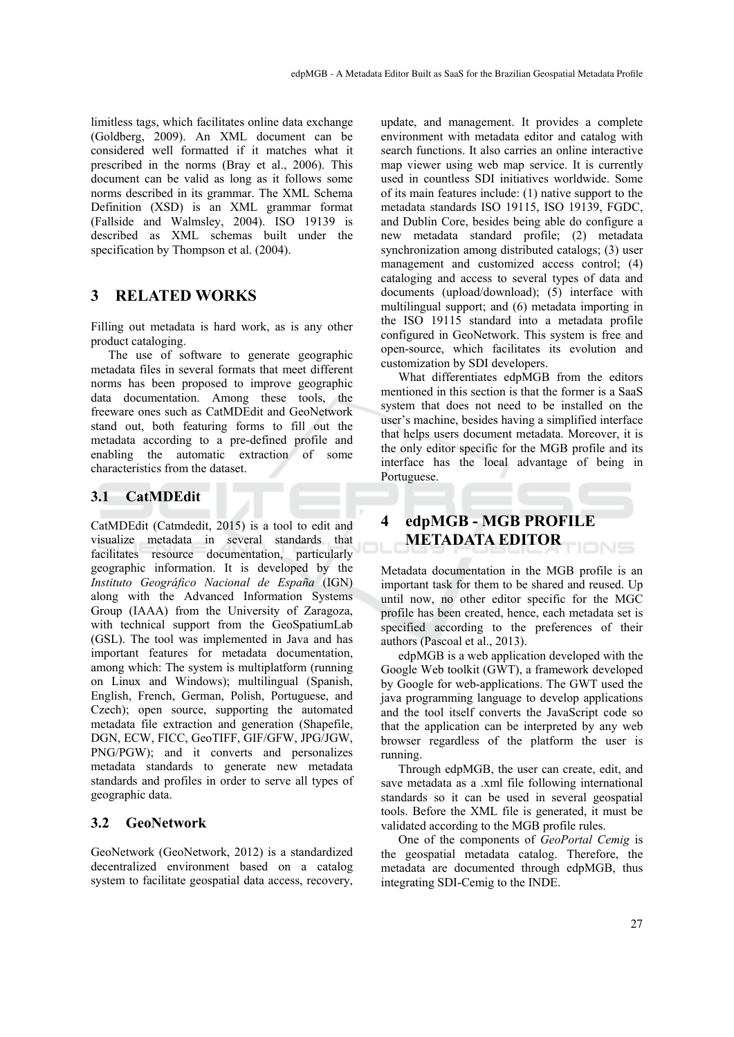limitless tags, which facilitates online data exchange (Goldberg, 2009). An XML document can be considered well formatted if it matches what it prescribed in the norms (Bray et al., 2006). This document can be valid as long as it follows some norms described in its grammar. The XML Schema Definition (XSD) is an XML grammar format (Fallside and Walmsley, 2004). ISO 19139 is described as XML schemas built under the specification by Thompson et al. (2004).

## 3 RELATED WORKS

Filling out metadata is hard work, as is any other product cataloging.

The use of software to generate geographic metadata files in several formats that meet different norms has been proposed to improve geographic data documentation. Among these tools, the freeware ones such as CatMDEdit and GeoNetwork stand out, both featuring forms to fill out the metadata according to a pre-defined profile and enabling the automatic extraction of some characteristics from the dataset.

### 3.1 CatMDEdit

CatMDEdit (Catmdedit, 2015) is a tool to edit and visualize metadata in several standards that facilitates resource documentation, particularly geographic information. It is developed by the *Instituto Geográfico Nacional de España* (IGN) along with the Advanced Information Systems Group (IAAA) from the University of Zaragoza, with technical support from the GeoSpatiumLab (GSL). The tool was implemented in Java and has important features for metadata documentation, among which: The system is multiplatform (running on Linux and Windows); multilingual (Spanish, English, French, German, Polish, Portuguese, and Czech); open source, supporting the automated metadata file extraction and generation (Shapefile, DGN, ECW, FICC, GeoTIFF, GIF/GFW, JPG/JGW, PNG/PGW); and it converts and personalizes metadata standards to generate new metadata standards and profiles in order to serve all types of geographic data.

### 3.2 GeoNetwork

GeoNetwork (GeoNetwork, 2012) is a standardized decentralized environment based on a catalog system to facilitate geospatial data access, recovery, update, and management. It provides a complete environment with metadata editor and catalog with search functions. It also carries an online interactive map viewer using web map service. It is currently used in countless SDI initiatives worldwide. Some of its main features include: (1) native support to the metadata standards ISO 19115, ISO 19139, FGDC, and Dublin Core, besides being able do configure a new metadata standard profile; (2) metadata synchronization among distributed catalogs; (3) user management and customized access control; (4) cataloging and access to several types of data and documents (upload/download); (5) interface with multilingual support; and (6) metadata importing in the ISO 19115 standard into a metadata profile configured in GeoNetwork. This system is free and open-source, which facilitates its evolution and customization by SDI developers.

What differentiates edpMGB from the editors mentioned in this section is that the former is a SaaS system that does not need to be installed on the user's machine, besides having a simplified interface that helps users document metadata. Moreover, it is the only editor specific for the MGB profile and its interface has the local advantage of being in Portuguese.

## 4 edpMGB - MGB PROFILE METADATA EDITOR

Metadata documentation in the MGB profile is an important task for them to be shared and reused. Up until now, no other editor specific for the MGC profile has been created, hence, each metadata set is specified according to the preferences of their authors (Pascoal et al., 2013).

edpMGB is a web application developed with the Google Web toolkit (GWT), a framework developed by Google for web-applications. The GWT used the java programming language to develop applications and the tool itself converts the JavaScript code so that the application can be interpreted by any web browser regardless of the platform the user is running.

Through edpMGB, the user can create, edit, and save metadata as a .xml file following international standards so it can be used in several geospatial tools. Before the XML file is generated, it must be validated according to the MGB profile rules.

One of the components of *GeoPortal Cemig* is the geospatial metadata catalog. Therefore, the metadata are documented through edpMGB, thus integrating SDI-Cemig to the INDE.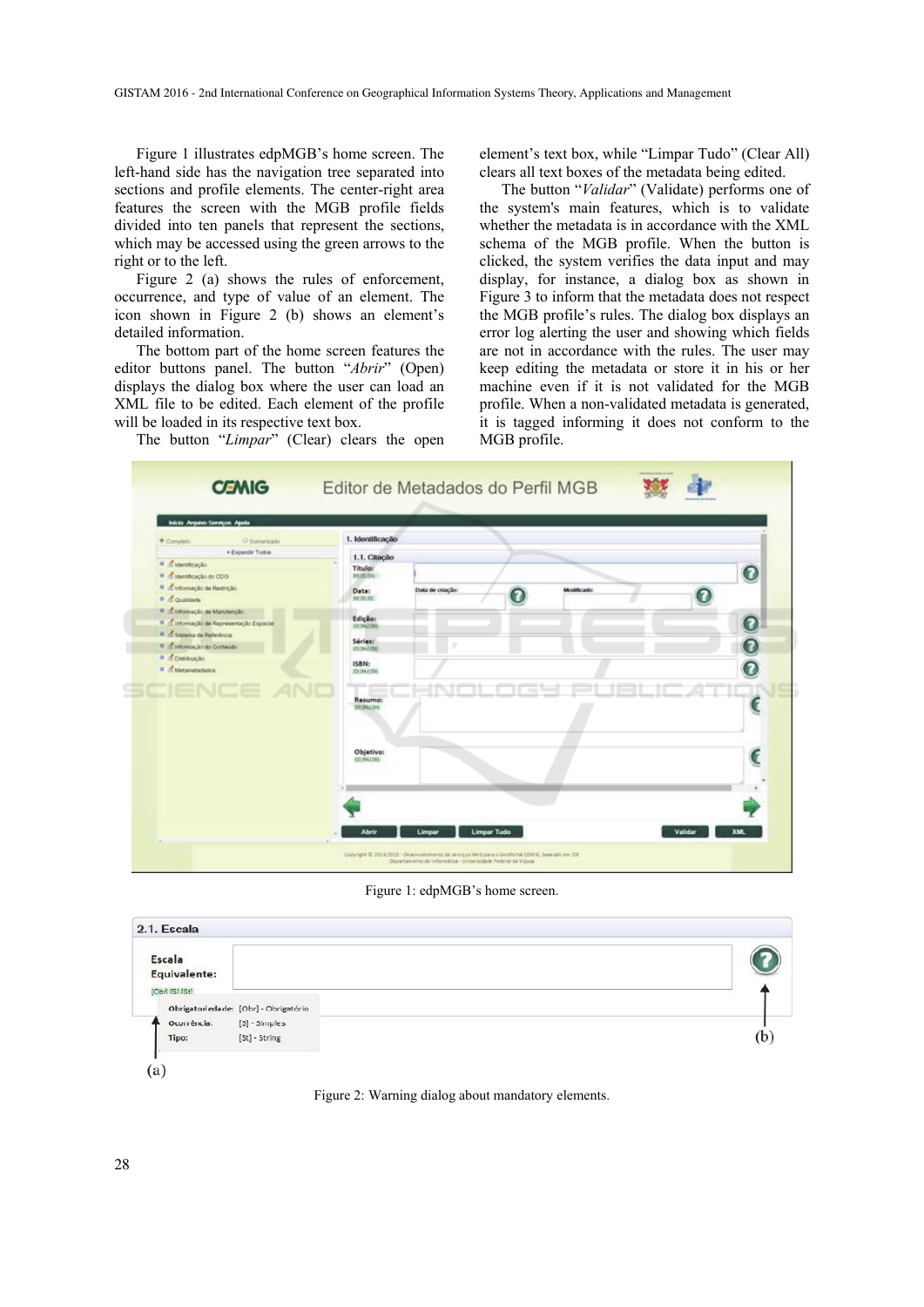Figure 1 illustrates edpMGB's home screen. The left-hand side has the navigation tree separated into sections and profile elements. The center-right area features the screen with the MGB profile fields divided into ten panels that represent the sections, which may be accessed using the green arrows to the right or to the left.

Figure 2 (a) shows the rules of enforcement, occurrence, and type of value of an element. The icon shown in Figure 2 (b) shows an element's detailed information.

The bottom part of the home screen features the editor buttons panel. The button "*Abrir*" (Open) displays the dialog box where the user can load an XML file to be edited. Each element of the profile will be loaded in its respective text box.

The button "*Limpar*" (Clear) clears the open element's text box, while "Limpar Tudo" (Clear All) clears all text boxes of the metadata being edited.

The button "*Validar*" (Validate) performs one of the system's main features, which is to validate whether the metadata is in accordance with the XML schema of the MGB profile. When the button is clicked, the system verifies the data input and may display, for instance, a dialog box as shown in Figure 3 to inform that the metadata does not respect the MGB profile's rules. The dialog box displays an error log alerting the user and showing which fields are not in accordance with the rules. The user may keep editing the metadata or store it in his or her machine even if it is not validated for the MGB profile. When a non-validated metadata is generated, it is tagged informing it does not conform to the MGB profile.

Figure 1: edpMGB's home screen.

Figure 2: Warning dialog about mandatory elements.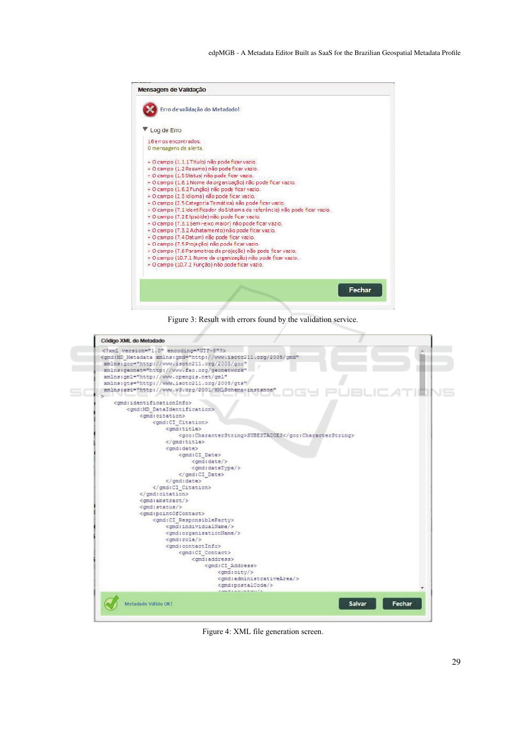Mensagem de Validação

Erro de validação do Metadado!

Log de Erro

16 erros encontrados.
0 mensagens de alerta.

- O campo (1.1.1 Título) não pode ficar vazio.
- O campo (1.2 Resumo) não pode ficar vazio.
- O campo (1.5 Status) não pode ficar vazio.
- O campo (1.6.1 Nome da organização) não pode ficar vazio.
- O campo (1.6.2 Função) não pode ficar vazio.
- O campo (2.3 Idioma) não pode ficar vazio.
- O campo (2.5 Categoria Temática) não pode ficar vazio.
- O campo (7.1 Identificador do Sistema de referência) não pode ficar vazio.
- O campo (7.2 Elipsóide) não pode ficar vazio.
- O campo (7.3.1 Semi-eixo maior) não pode ficar vazio.
- O campo (7.3.2 Achatamento) não pode ficar vazio.
- O campo (7.4 Datum) não pode ficar vazio.
- O campo (7.5 Projeção) não pode ficar vazio.
- O campo (7.6 Parametros da projeção) não pode ficar vazio.
- O campo (10.7.1 Nome da organização) não pode ficar vazio.
- O campo (10.7.2 Função) não pode ficar vazio.

Fechar

Figure 3: Result with errors found by the validation service.

Código XML do Metadado

```
<?xml version="1.0" encoding="UTF-8"?>
<gmd:MD_Metadata xmlns:gmd="http://www.isotc211.org/2005/gmd"
 xmlns:gco="http://www.isotc211.org/2005/gco"
 xmlns:geonet="http://www.fao.org/geonetwork"
 xmlns:gml="http://www.opengis.net/gml"
 xmlns:gts="http://www.isotc211.org/2005/gts"
 xmlns:xsi="http://www.w3.org/2001/XMLSchema-instance"
>
    <gmd:identificationInfo>
        <gmd:MD_DataIdentification>
            <gmd:citation>
                <gmd:CI_Citation>
                    <gmd:title>
                        <gco:CharacterString>SUBESTACOES</gco:CharacterString>
                    </gmd:title>
                    <gmd:date>
                        <gmd:CI_Date>
                            <gmd:date/>
                            <gmd:dateType/>
                        </gmd:CI_Date>
                    </gmd:date>
                </gmd:CI_Citation>
            </gmd:citation>
            <gmd:abstract/>
            <gmd:status/>
            <gmd:pointOfContact>
                <gmd:CI_ResponsibleParty>
                    <gmd:individualName/>
                    <gmd:organisationName/>
                    <gmd:role/>
                    <gmd:contactInfo>
                        <gmd:CI_Contact>
                            <gmd:address>
                                <gmd:CI_Address>
                                    <gmd:city/>
                                    <gmd:administrativeArea/>
                                    <gmd:postalCode/>
```

Metadado Válido OK!

Salvar Fechar

Figure 4: XML file generation screen.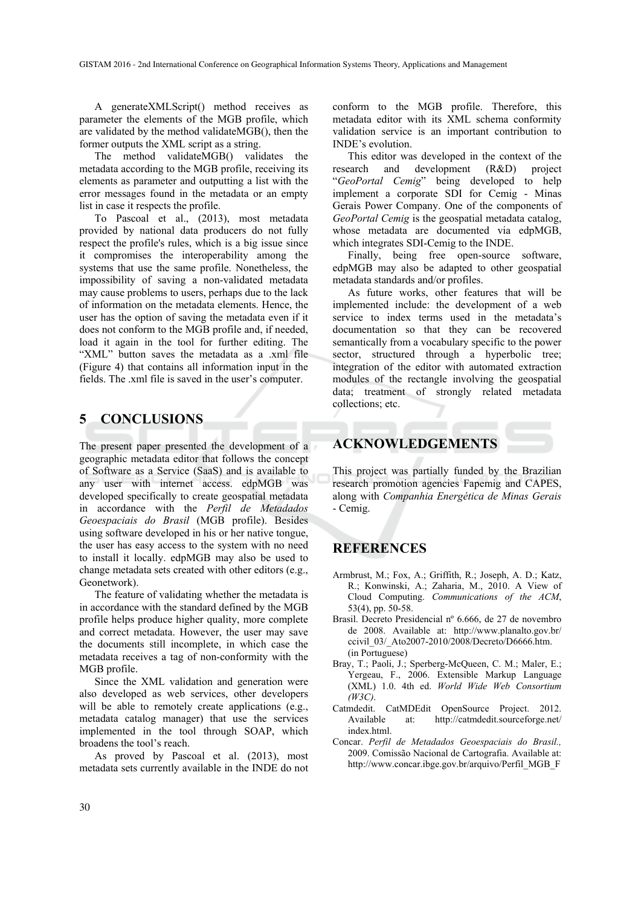A generateXMLScript() method receives as parameter the elements of the MGB profile, which are validated by the method validateMGB(), then the former outputs the XML script as a string.

The method validateMGB() validates the metadata according to the MGB profile, receiving its elements as parameter and outputting a list with the error messages found in the metadata or an empty list in case it respects the profile.

To Pascoal et al., (2013), most metadata provided by national data producers do not fully respect the profile's rules, which is a big issue since it compromises the interoperability among the systems that use the same profile. Nonetheless, the impossibility of saving a non-validated metadata may cause problems to users, perhaps due to the lack of information on the metadata elements. Hence, the user has the option of saving the metadata even if it does not conform to the MGB profile and, if needed, load it again in the tool for further editing. The "XML" button saves the metadata as a .xml file (Figure 4) that contains all information input in the fields. The .xml file is saved in the user's computer.

## 5 CONCLUSIONS

The present paper presented the development of a geographic metadata editor that follows the concept of Software as a Service (SaaS) and is available to any user with internet access. edpMGB was developed specifically to create geospatial metadata in accordance with the *Perfil de Metadados Geoespaciais do Brasil* (MGB profile). Besides using software developed in his or her native tongue, the user has easy access to the system with no need to install it locally. edpMGB may also be used to change metadata sets created with other editors (e.g., Geonetwork).

The feature of validating whether the metadata is in accordance with the standard defined by the MGB profile helps produce higher quality, more complete and correct metadata. However, the user may save the documents still incomplete, in which case the metadata receives a tag of non-conformity with the MGB profile.

Since the XML validation and generation were also developed as web services, other developers will be able to remotely create applications (e.g., metadata catalog manager) that use the services implemented in the tool through SOAP, which broadens the tool's reach.

As proved by Pascoal et al. (2013), most metadata sets currently available in the INDE do not conform to the MGB profile. Therefore, this metadata editor with its XML schema conformity validation service is an important contribution to INDE's evolution.

This editor was developed in the context of the research and development (R&D) project "*GeoPortal Cemig*" being developed to help implement a corporate SDI for Cemig - Minas Gerais Power Company. One of the components of *GeoPortal Cemig* is the geospatial metadata catalog, whose metadata are documented via edpMGB, which integrates SDI-Cemig to the INDE.

Finally, being free open-source software, edpMGB may also be adapted to other geospatial metadata standards and/or profiles.

As future works, other features that will be implemented include: the development of a web service to index terms used in the metadata's documentation so that they can be recovered semantically from a vocabulary specific to the power sector, structured through a hyperbolic tree; integration of the editor with automated extraction modules of the rectangle involving the geospatial data; treatment of strongly related metadata collections; etc.

## ACKNOWLEDGEMENTS

This project was partially funded by the Brazilian research promotion agencies Fapemig and CAPES, along with *Companhia Energética de Minas Gerais* - Cemig.

## REFERENCES

Armbrust, M.; Fox, A.; Griffith, R.; Joseph, A. D.; Katz, R.; Konwinski, A.; Zaharia, M., 2010. A View of Cloud Computing. *Communications of the ACM*, 53(4), pp. 50-58.

Brasil. Decreto Presidencial nº 6.666, de 27 de novembro de 2008. Available at: http://www.planalto.gov.br/ccivil_03/_Ato2007-2010/2008/Decreto/D6666.htm. (in Portuguese)

Bray, T.; Paoli, J.; Sperberg-McQueen, C. M.; Maler, E.; Yergeau, F., 2006. Extensible Markup Language (XML) 1.0. 4th ed. *World Wide Web Consortium (W3C)*.

Catmdedit. CatMDEdit OpenSource Project. 2012. Available at: http://catmdedit.sourceforge.net/index.html.

Concar. *Perfil de Metadados Geoespaciais do Brasil.*, 2009. Comissão Nacional de Cartografia. Available at: http://www.concar.ibge.gov.br/arquivo/Perfil_MGB_F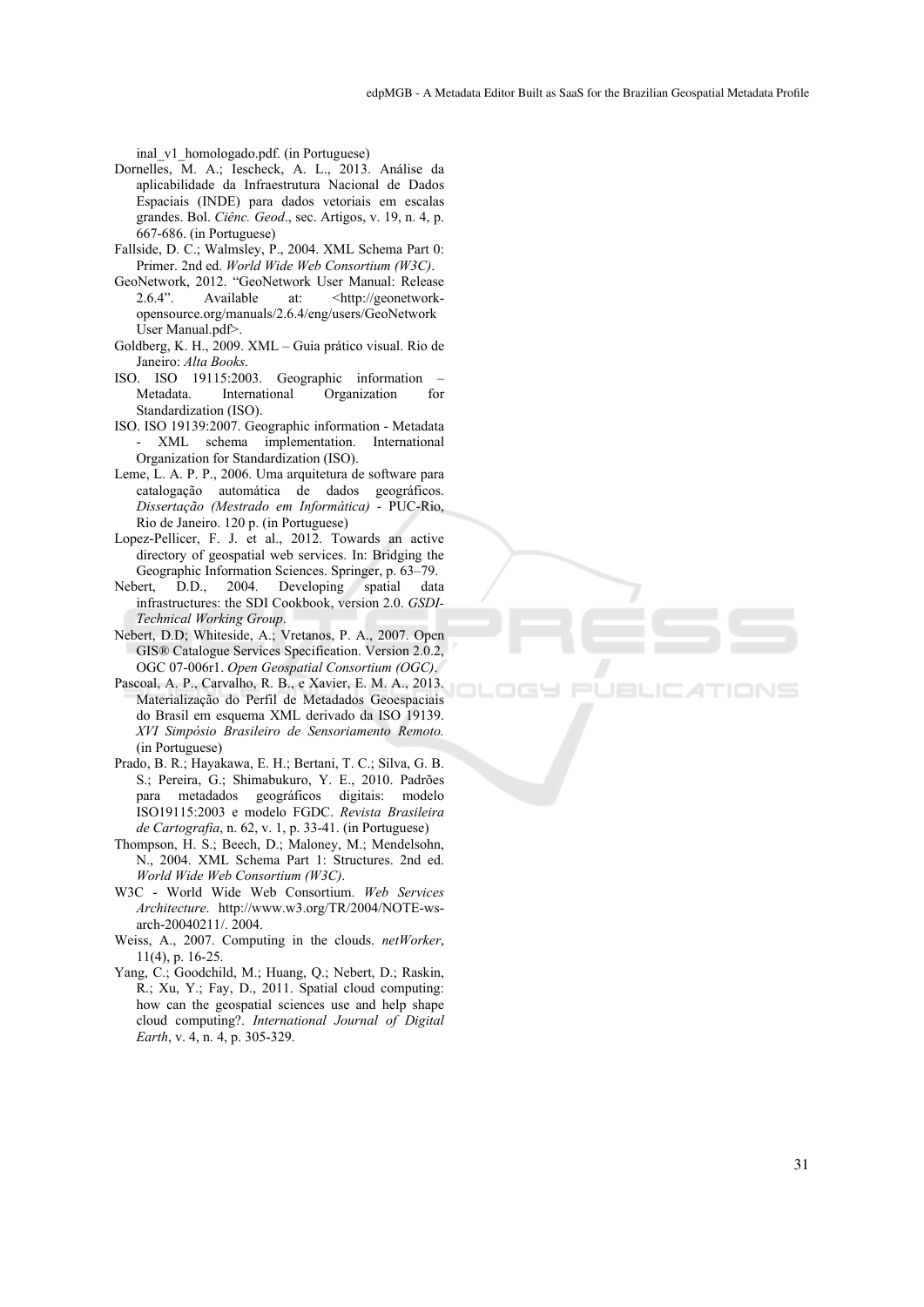inal_v1_homologado.pdf. (in Portuguese)

Dornelles, M. A.; Iescheck, A. L., 2013. Análise da aplicabilidade da Infraestrutura Nacional de Dados Espaciais (INDE) para dados vetoriais em escalas grandes. Bol. *Ciênc. Geod*., sec. Artigos, v. 19, n. 4, p. 667-686. (in Portuguese)

Fallside, D. C.; Walmsley, P., 2004. XML Schema Part 0: Primer. 2nd ed. *World Wide Web Consortium (W3C)*.

GeoNetwork, 2012. "GeoNetwork User Manual: Release 2.6.4". Available at: <http://geonetwork-opensource.org/manuals/2.6.4/eng/users/GeoNetwork User Manual.pdf>.

Goldberg, K. H., 2009. XML – Guia prático visual. Rio de Janeiro: *Alta Books*.

ISO. ISO 19115:2003. Geographic information – Metadata. International Organization for Standardization (ISO).

ISO. ISO 19139:2007. Geographic information - Metadata - XML schema implementation. International Organization for Standardization (ISO).

Leme, L. A. P. P., 2006. Uma arquitetura de software para catalogação automática de dados geográficos. *Dissertação (Mestrado em Informática)* - PUC-Rio, Rio de Janeiro. 120 p. (in Portuguese)

Lopez-Pellicer, F. J. et al., 2012. Towards an active directory of geospatial web services. In: Bridging the Geographic Information Sciences. Springer, p. 63–79.

Nebert, D.D., 2004. Developing spatial data infrastructures: the SDI Cookbook, version 2.0. *GSDI-Technical Working Group*.

Nebert, D.D; Whiteside, A.; Vretanos, P. A., 2007. Open GIS® Catalogue Services Specification. Version 2.0.2, OGC 07-006r1. *Open Geospatial Consortium (OGC)*.

Pascoal, A. P., Carvalho, R. B., e Xavier, E. M. A., 2013. Materialização do Perfil de Metadados Geoespaciais do Brasil em esquema XML derivado da ISO 19139. *XVI Simpósio Brasileiro de Sensoriamento Remoto.* (in Portuguese)

Prado, B. R.; Hayakawa, E. H.; Bertani, T. C.; Silva, G. B. S.; Pereira, G.; Shimabukuro, Y. E., 2010. Padrões para metadados geográficos digitais: modelo ISO19115:2003 e modelo FGDC. *Revista Brasileira de Cartografia*, n. 62, v. 1, p. 33-41. (in Portuguese)

Thompson, H. S.; Beech, D.; Maloney, M.; Mendelsohn, N., 2004. XML Schema Part 1: Structures. 2nd ed. *World Wide Web Consortium (W3C)*.

W3C - World Wide Web Consortium. *Web Services Architecture*. http://www.w3.org/TR/2004/NOTE-ws-arch-20040211/. 2004.

Weiss, A., 2007. Computing in the clouds. *netWorker*, 11(4), p. 16-25.

Yang, C.; Goodchild, M.; Huang, Q.; Nebert, D.; Raskin, R.; Xu, Y.; Fay, D., 2011. Spatial cloud computing: how can the geospatial sciences use and help shape cloud computing?. *International Journal of Digital Earth*, v. 4, n. 4, p. 305-329.